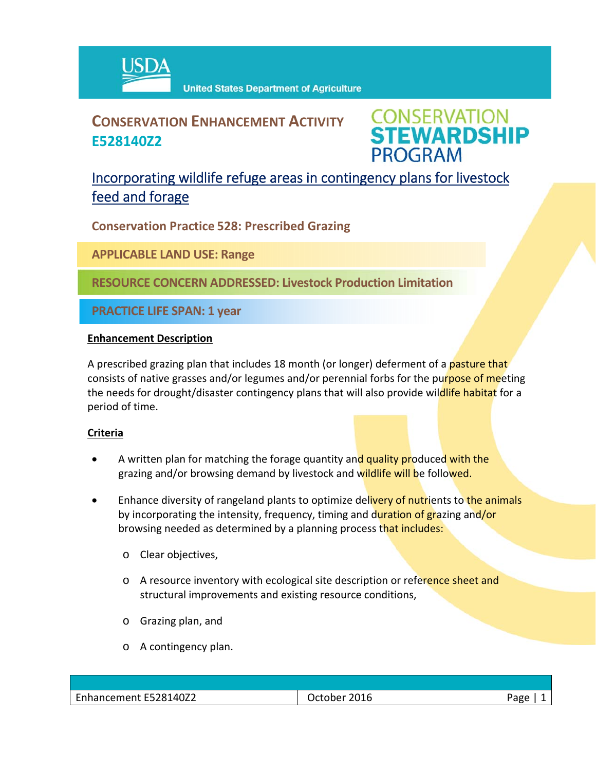USDA United States Department of Agriculture

# CONSERVATION ENHANCEMENT ACTIVITY E528140Z2

CONSERVATION STEWARDSHIP PROGRAM

## Incorporating wildlife refuge areas in contingency plans for livestock feed and forage

**Conservation Practice 528: Prescribed Grazing**

**APPLICABLE LAND USE: Range**

**RESOURCE CONCERN ADDRESSED: Livestock Production Limitation**

**PRACTICE LIFE SPAN: 1 year**

### Enhancement Description

A prescribed grazing plan that includes 18 month (or longer) deferment of a pasture that consists of native grasses and/or legumes and/or perennial forbs for the purpose of meeting the needs for drought/disaster contingency plans that will also provide wildlife habitat for a period of time.

### Criteria

- A written plan for matching the forage quantity and quality produced with the grazing and/or browsing demand by livestock and wildlife will be followed.
- Enhance diversity of rangeland plants to optimize delivery of nutrients to the animals by incorporating the intensity, frequency, timing and duration of grazing and/or browsing needed as determined by a planning process that includes:
  - Clear objectives,
  - A resource inventory with ecological site description or reference sheet and structural improvements and existing resource conditions,
  - Grazing plan, and
  - A contingency plan.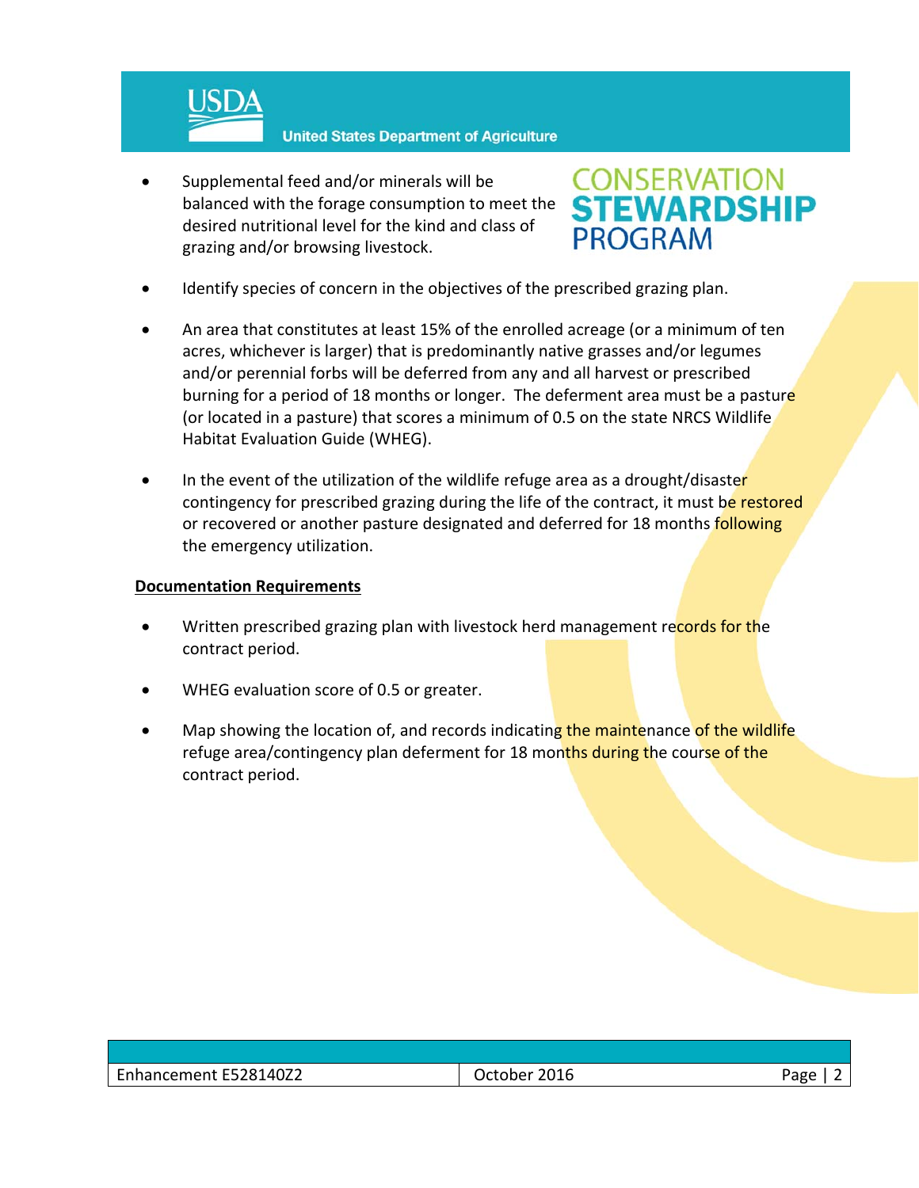- Supplemental feed and/or minerals will be balanced with the forage consumption to meet the desired nutritional level for the kind and class of grazing and/or browsing livestock.

- Identify species of concern in the objectives of the prescribed grazing plan.

- An area that constitutes at least 15% of the enrolled acreage (or a minimum of ten acres, whichever is larger) that is predominantly native grasses and/or legumes and/or perennial forbs will be deferred from any and all harvest or prescribed burning for a period of 18 months or longer. The deferment area must be a pasture (or located in a pasture) that scores a minimum of 0.5 on the state NRCS Wildlife Habitat Evaluation Guide (WHEG).

- In the event of the utilization of the wildlife refuge area as a drought/disaster contingency for prescribed grazing during the life of the contract, it must be restored or recovered or another pasture designated and deferred for 18 months following the emergency utilization.

**Documentation Requirements**

- Written prescribed grazing plan with livestock herd management records for the contract period.

- WHEG evaluation score of 0.5 or greater.

- Map showing the location of, and records indicating the maintenance of the wildlife refuge area/contingency plan deferment for 18 months during the course of the contract period.